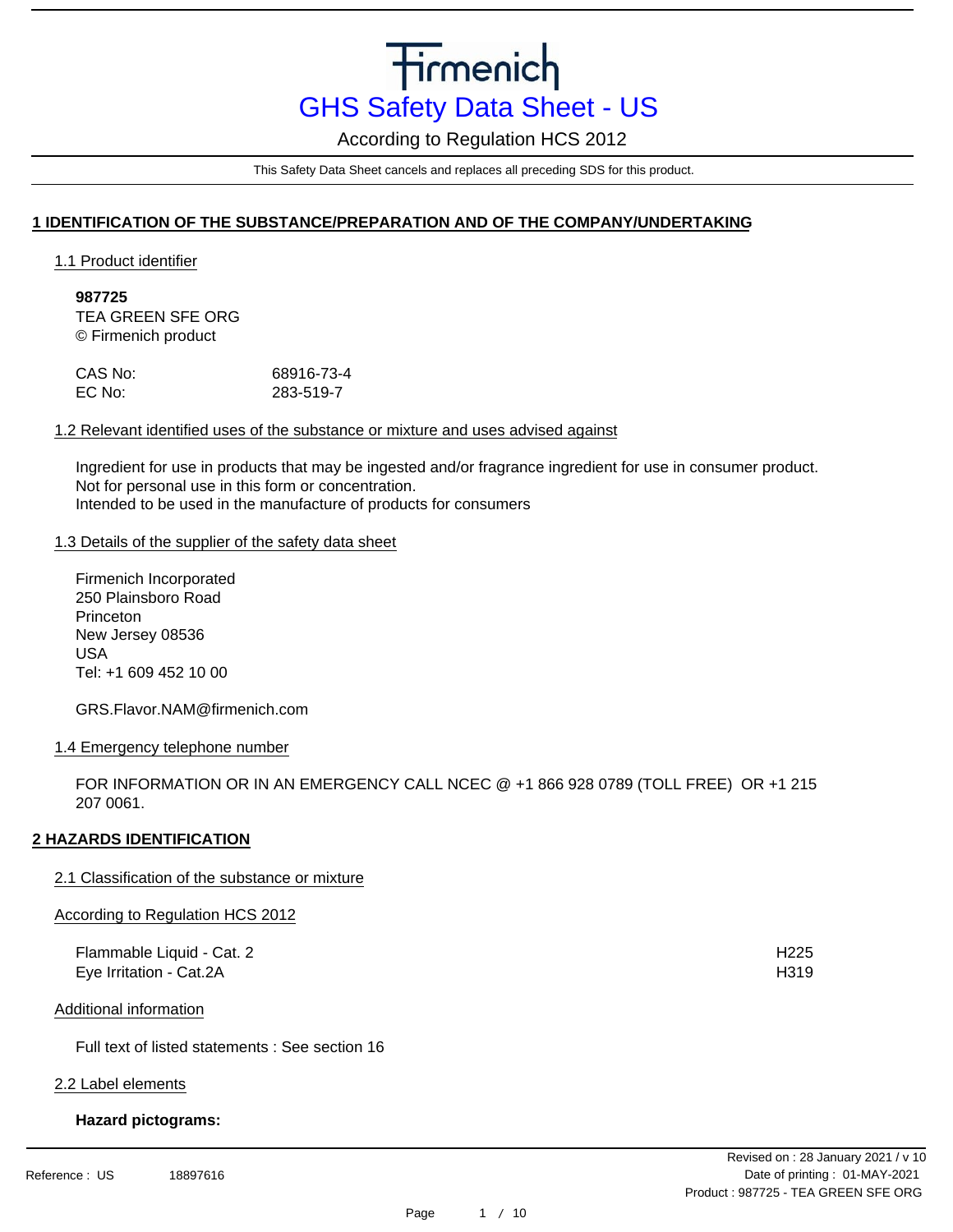# Firmenich

## GHS Safety Data Sheet - US

According to Regulation HCS 2012

This Safety Data Sheet cancels and replaces all preceding SDS for this product.

## 1 IDENTIFICATION OF THE SUBSTANCE/PREPARATION AND OF THE COMPANY/UNDERTAKING

### 1.1 Product identifier

**987725**
TEA GREEN SFE ORG
© Firmenich product

| | |
|---|---|
| CAS No: | 68916-73-4 |
| EC No: | 283-519-7 |

### 1.2 Relevant identified uses of the substance or mixture and uses advised against

Ingredient for use in products that may be ingested and/or fragrance ingredient for use in consumer product.
Not for personal use in this form or concentration.
Intended to be used in the manufacture of products for consumers

### 1.3 Details of the supplier of the safety data sheet

Firmenich Incorporated
250 Plainsboro Road
Princeton
New Jersey 08536
USA
Tel: +1 609 452 10 00

GRS.Flavor.NAM@firmenich.com

### 1.4 Emergency telephone number

FOR INFORMATION OR IN AN EMERGENCY CALL NCEC @ +1 866 928 0789 (TOLL FREE) OR +1 215 207 0061.

## 2 HAZARDS IDENTIFICATION

### 2.1 Classification of the substance or mixture

According to Regulation HCS 2012

| | |
|---|---|
| Flammable Liquid - Cat. 2 | H225 |
| Eye Irritation - Cat.2A | H319 |

Additional information

Full text of listed statements : See section 16

### 2.2 Label elements

**Hazard pictograms:**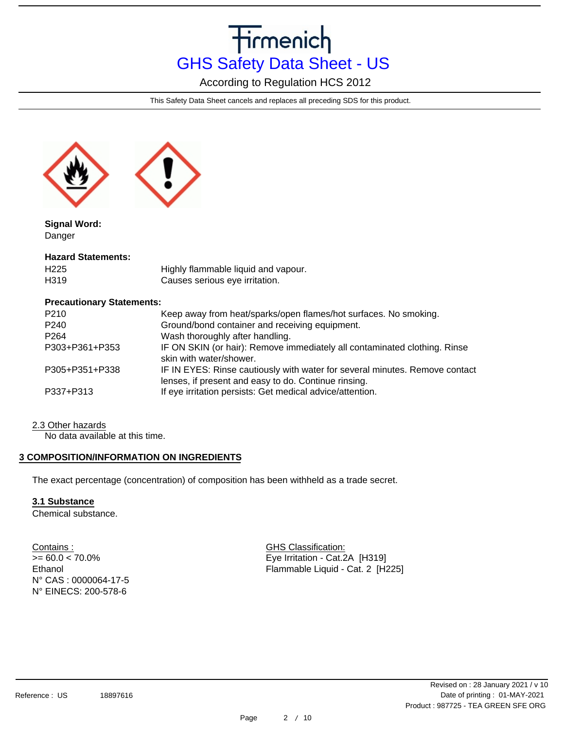**Signal Word:**
Danger

**Hazard Statements:**

| | |
|---|---|
| H225 | Highly flammable liquid and vapour. |
| H319 | Causes serious eye irritation. |

**Precautionary Statements:**

| | |
|---|---|
| P210 | Keep away from heat/sparks/open flames/hot surfaces. No smoking. |
| P240 | Ground/bond container and receiving equipment. |
| P264 | Wash thoroughly after handling. |
| P303+P361+P353 | IF ON SKIN (or hair): Remove immediately all contaminated clothing. Rinse skin with water/shower. |
| P305+P351+P338 | IF IN EYES: Rinse cautiously with water for several minutes. Remove contact lenses, if present and easy to do. Continue rinsing. |
| P337+P313 | If eye irritation persists: Get medical advice/attention. |

2.3 Other hazards

No data available at this time.

## 3 COMPOSITION/INFORMATION ON INGREDIENTS

The exact percentage (concentration) of composition has been withheld as a trade secret.

### 3.1 Substance

Chemical substance.

| Contains : | GHS Classification: |
|---|---|
| >= 60.0 < 70.0%<br>Ethanol<br>N° CAS : 0000064-17-5<br>N° EINECS: 200-578-6 | Eye Irritation - Cat.2A [H319]<br>Flammable Liquid - Cat. 2 [H225] |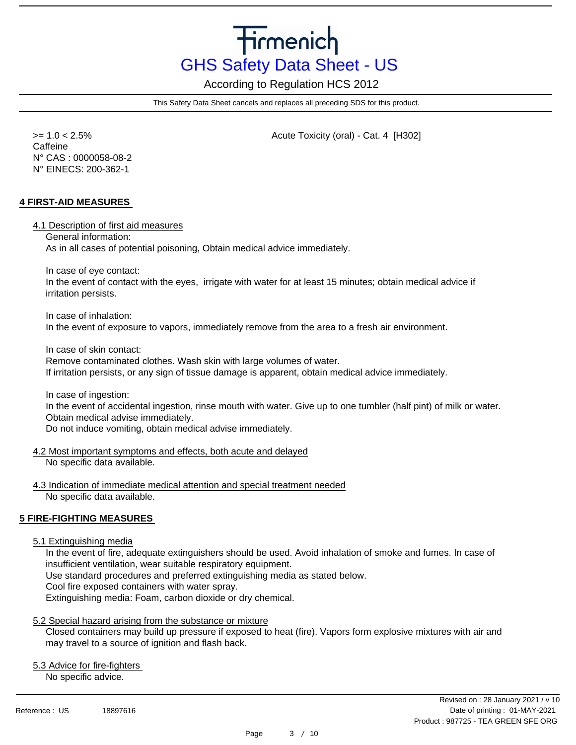| | |
|---|---|
| >= 1.0 < 2.5%<br>Caffeine<br>N° CAS : 0000058-08-2<br>N° EINECS: 200-362-1 | Acute Toxicity (oral) - Cat. 4 [H302] |

## 4 FIRST-AID MEASURES

### 4.1 Description of first aid measures

General information:
As in all cases of potential poisoning, Obtain medical advice immediately.

In case of eye contact:
In the event of contact with the eyes, irrigate with water for at least 15 minutes; obtain medical advice if irritation persists.

In case of inhalation:
In the event of exposure to vapors, immediately remove from the area to a fresh air environment.

In case of skin contact:
Remove contaminated clothes. Wash skin with large volumes of water.
If irritation persists, or any sign of tissue damage is apparent, obtain medical advice immediately.

In case of ingestion:
In the event of accidental ingestion, rinse mouth with water. Give up to one tumbler (half pint) of milk or water.
Obtain medical advise immediately.
Do not induce vomiting, obtain medical advise immediately.

### 4.2 Most important symptoms and effects, both acute and delayed

No specific data available.

### 4.3 Indication of immediate medical attention and special treatment needed

No specific data available.

## 5 FIRE-FIGHTING MEASURES

### 5.1 Extinguishing media

In the event of fire, adequate extinguishers should be used. Avoid inhalation of smoke and fumes. In case of insufficient ventilation, wear suitable respiratory equipment.
Use standard procedures and preferred extinguishing media as stated below.
Cool fire exposed containers with water spray.
Extinguishing media: Foam, carbon dioxide or dry chemical.

### 5.2 Special hazard arising from the substance or mixture

Closed containers may build up pressure if exposed to heat (fire). Vapors form explosive mixtures with air and may travel to a source of ignition and flash back.

### 5.3 Advice for fire-fighters

No specific advice.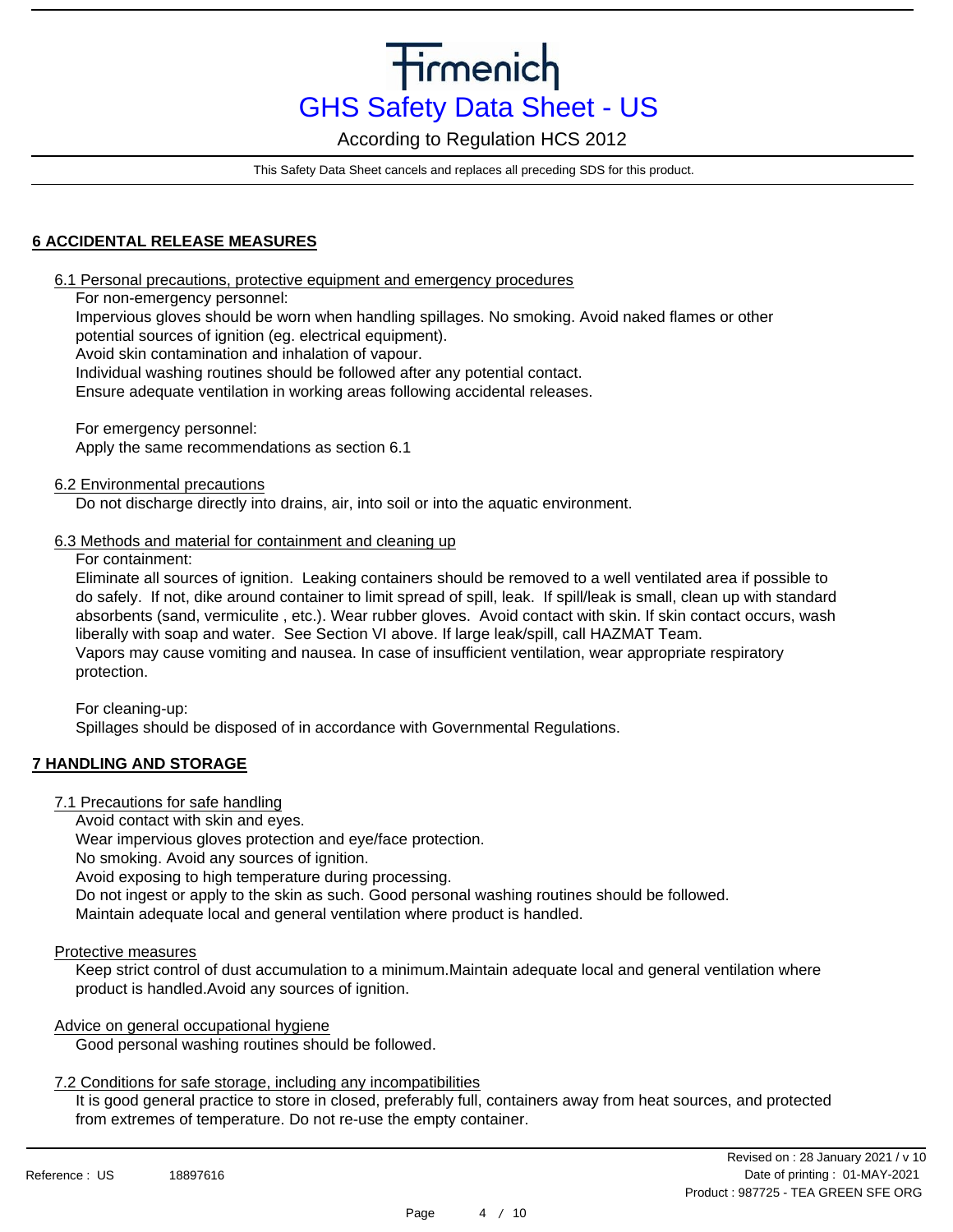## 6 ACCIDENTAL RELEASE MEASURES

### 6.1 Personal precautions, protective equipment and emergency procedures

For non-emergency personnel:

Impervious gloves should be worn when handling spillages. No smoking. Avoid naked flames or other potential sources of ignition (eg. electrical equipment).

Avoid skin contamination and inhalation of vapour.

Individual washing routines should be followed after any potential contact.

Ensure adequate ventilation in working areas following accidental releases.

For emergency personnel:

Apply the same recommendations as section 6.1

### 6.2 Environmental precautions

Do not discharge directly into drains, air, into soil or into the aquatic environment.

### 6.3 Methods and material for containment and cleaning up

For containment:

Eliminate all sources of ignition. Leaking containers should be removed to a well ventilated area if possible to do safely. If not, dike around container to limit spread of spill, leak. If spill/leak is small, clean up with standard absorbents (sand, vermiculite , etc.). Wear rubber gloves. Avoid contact with skin. If skin contact occurs, wash liberally with soap and water. See Section VI above. If large leak/spill, call HAZMAT Team.

Vapors may cause vomiting and nausea. In case of insufficient ventilation, wear appropriate respiratory protection.

For cleaning-up:

Spillages should be disposed of in accordance with Governmental Regulations.

## 7 HANDLING AND STORAGE

### 7.1 Precautions for safe handling

Avoid contact with skin and eyes.

Wear impervious gloves protection and eye/face protection.

No smoking. Avoid any sources of ignition.

Avoid exposing to high temperature during processing.

Do not ingest or apply to the skin as such. Good personal washing routines should be followed.

Maintain adequate local and general ventilation where product is handled.

### Protective measures

Keep strict control of dust accumulation to a minimum.Maintain adequate local and general ventilation where product is handled.Avoid any sources of ignition.

### Advice on general occupational hygiene

Good personal washing routines should be followed.

### 7.2 Conditions for safe storage, including any incompatibilities

It is good general practice to store in closed, preferably full, containers away from heat sources, and protected from extremes of temperature. Do not re-use the empty container.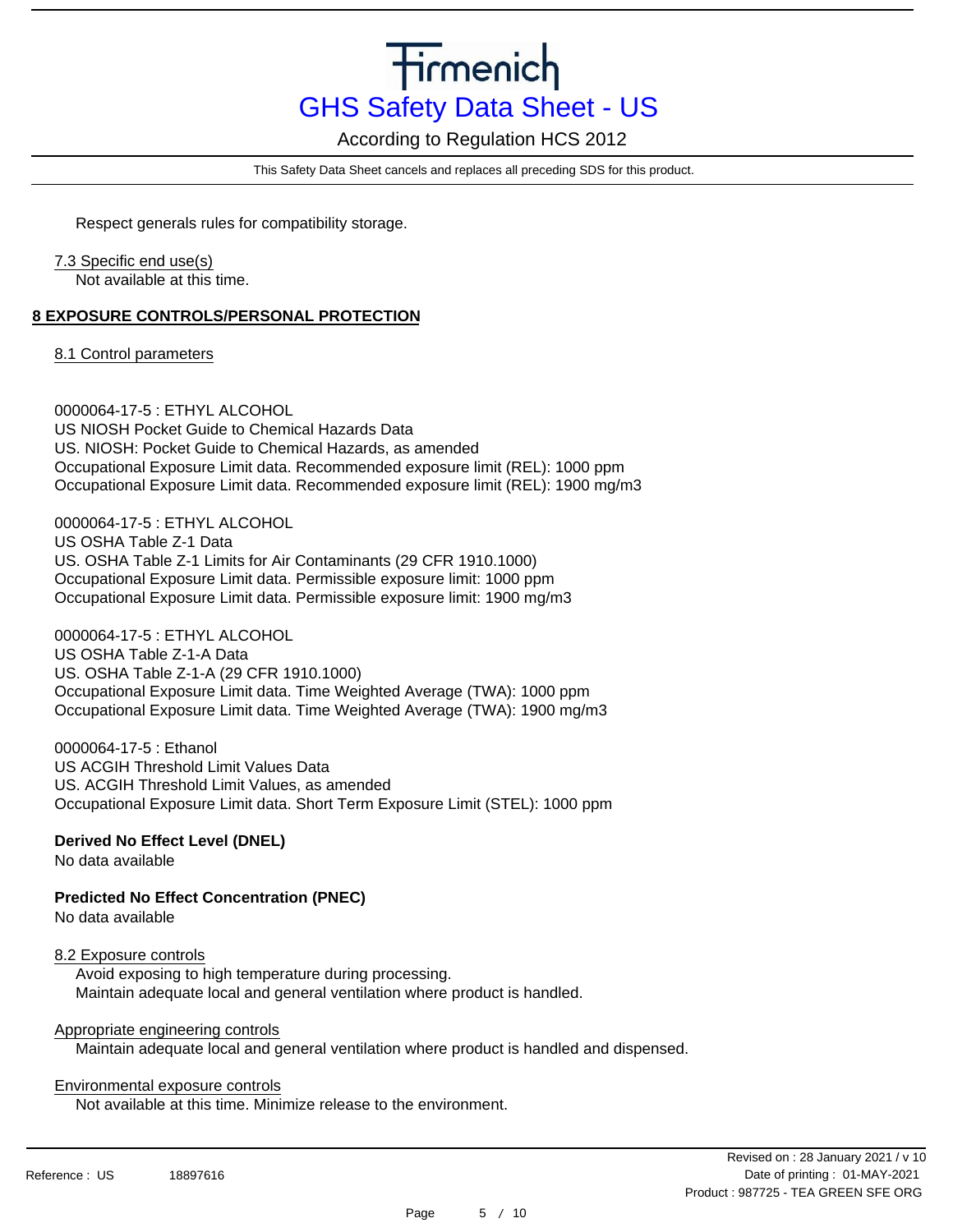Respect generals rules for compatibility storage.

7.3 Specific end use(s)

Not available at this time.

## 8 EXPOSURE CONTROLS/PERSONAL PROTECTION

8.1 Control parameters

0000064-17-5 : ETHYL ALCOHOL
US NIOSH Pocket Guide to Chemical Hazards Data
US. NIOSH: Pocket Guide to Chemical Hazards, as amended
Occupational Exposure Limit data. Recommended exposure limit (REL): 1000 ppm
Occupational Exposure Limit data. Recommended exposure limit (REL): 1900 mg/m3

0000064-17-5 : ETHYL ALCOHOL
US OSHA Table Z-1 Data
US. OSHA Table Z-1 Limits for Air Contaminants (29 CFR 1910.1000)
Occupational Exposure Limit data. Permissible exposure limit: 1000 ppm
Occupational Exposure Limit data. Permissible exposure limit: 1900 mg/m3

0000064-17-5 : ETHYL ALCOHOL
US OSHA Table Z-1-A Data
US. OSHA Table Z-1-A (29 CFR 1910.1000)
Occupational Exposure Limit data. Time Weighted Average (TWA): 1000 ppm
Occupational Exposure Limit data. Time Weighted Average (TWA): 1900 mg/m3

0000064-17-5 : Ethanol
US ACGIH Threshold Limit Values Data
US. ACGIH Threshold Limit Values, as amended
Occupational Exposure Limit data. Short Term Exposure Limit (STEL): 1000 ppm

**Derived No Effect Level (DNEL)**
No data available

**Predicted No Effect Concentration (PNEC)**
No data available

8.2 Exposure controls

Avoid exposing to high temperature during processing.
Maintain adequate local and general ventilation where product is handled.

Appropriate engineering controls

Maintain adequate local and general ventilation where product is handled and dispensed.

Environmental exposure controls

Not available at this time. Minimize release to the environment.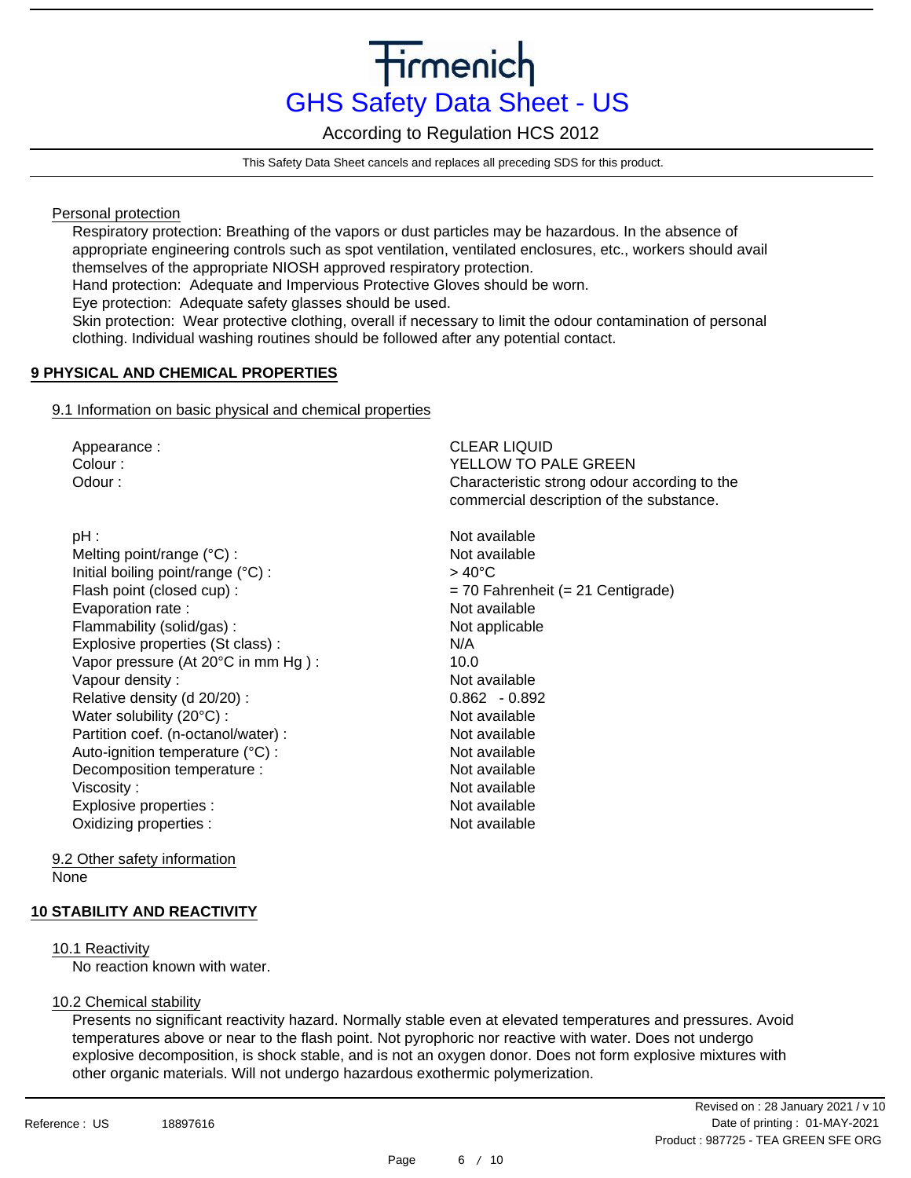Personal protection

Respiratory protection: Breathing of the vapors or dust particles may be hazardous. In the absence of appropriate engineering controls such as spot ventilation, ventilated enclosures, etc., workers should avail themselves of the appropriate NIOSH approved respiratory protection.
Hand protection: Adequate and Impervious Protective Gloves should be worn.
Eye protection: Adequate safety glasses should be used.
Skin protection: Wear protective clothing, overall if necessary to limit the odour contamination of personal clothing. Individual washing routines should be followed after any potential contact.

## 9 PHYSICAL AND CHEMICAL PROPERTIES

### 9.1 Information on basic physical and chemical properties

| | |
|---|---|
| Appearance : | CLEAR LIQUID |
| Colour : | YELLOW TO PALE GREEN |
| Odour : | Characteristic strong odour according to the commercial description of the substance. |
| pH : | Not available |
| Melting point/range (°C) : | Not available |
| Initial boiling point/range (°C) : | > 40°C |
| Flash point (closed cup) : | = 70 Fahrenheit (= 21 Centigrade) |
| Evaporation rate : | Not available |
| Flammability (solid/gas) : | Not applicable |
| Explosive properties (St class) : | N/A |
| Vapor pressure (At 20°C in mm Hg ) : | 10.0 |
| Vapour density : | Not available |
| Relative density (d 20/20) : | 0.862 - 0.892 |
| Water solubility (20°C) : | Not available |
| Partition coef. (n-octanol/water) : | Not available |
| Auto-ignition temperature (°C) : | Not available |
| Decomposition temperature : | Not available |
| Viscosity : | Not available |
| Explosive properties : | Not available |
| Oxidizing properties : | Not available |

### 9.2 Other safety information

None

## 10 STABILITY AND REACTIVITY

### 10.1 Reactivity

No reaction known with water.

### 10.2 Chemical stability

Presents no significant reactivity hazard. Normally stable even at elevated temperatures and pressures. Avoid temperatures above or near to the flash point. Not pyrophoric nor reactive with water. Does not undergo explosive decomposition, is shock stable, and is not an oxygen donor. Does not form explosive mixtures with other organic materials. Will not undergo hazardous exothermic polymerization.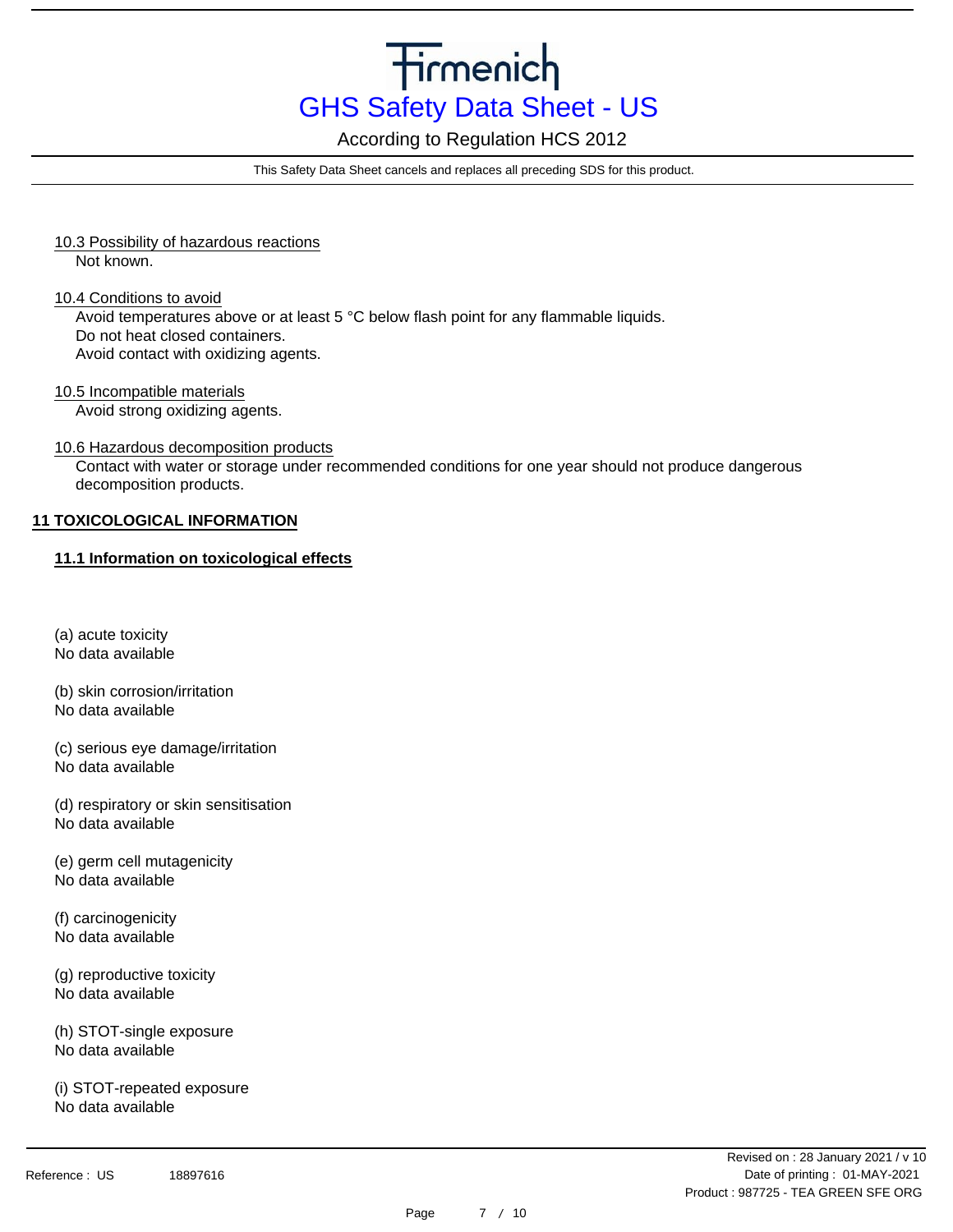10.3 Possibility of hazardous reactions

Not known.

10.4 Conditions to avoid

Avoid temperatures above or at least 5 °C below flash point for any flammable liquids.
Do not heat closed containers.
Avoid contact with oxidizing agents.

10.5 Incompatible materials

Avoid strong oxidizing agents.

10.6 Hazardous decomposition products

Contact with water or storage under recommended conditions for one year should not produce dangerous decomposition products.

## 11 TOXICOLOGICAL INFORMATION

### 11.1 Information on toxicological effects

(a) acute toxicity
No data available

(b) skin corrosion/irritation
No data available

(c) serious eye damage/irritation
No data available

(d) respiratory or skin sensitisation
No data available

(e) germ cell mutagenicity
No data available

(f) carcinogenicity
No data available

(g) reproductive toxicity
No data available

(h) STOT-single exposure
No data available

(i) STOT-repeated exposure
No data available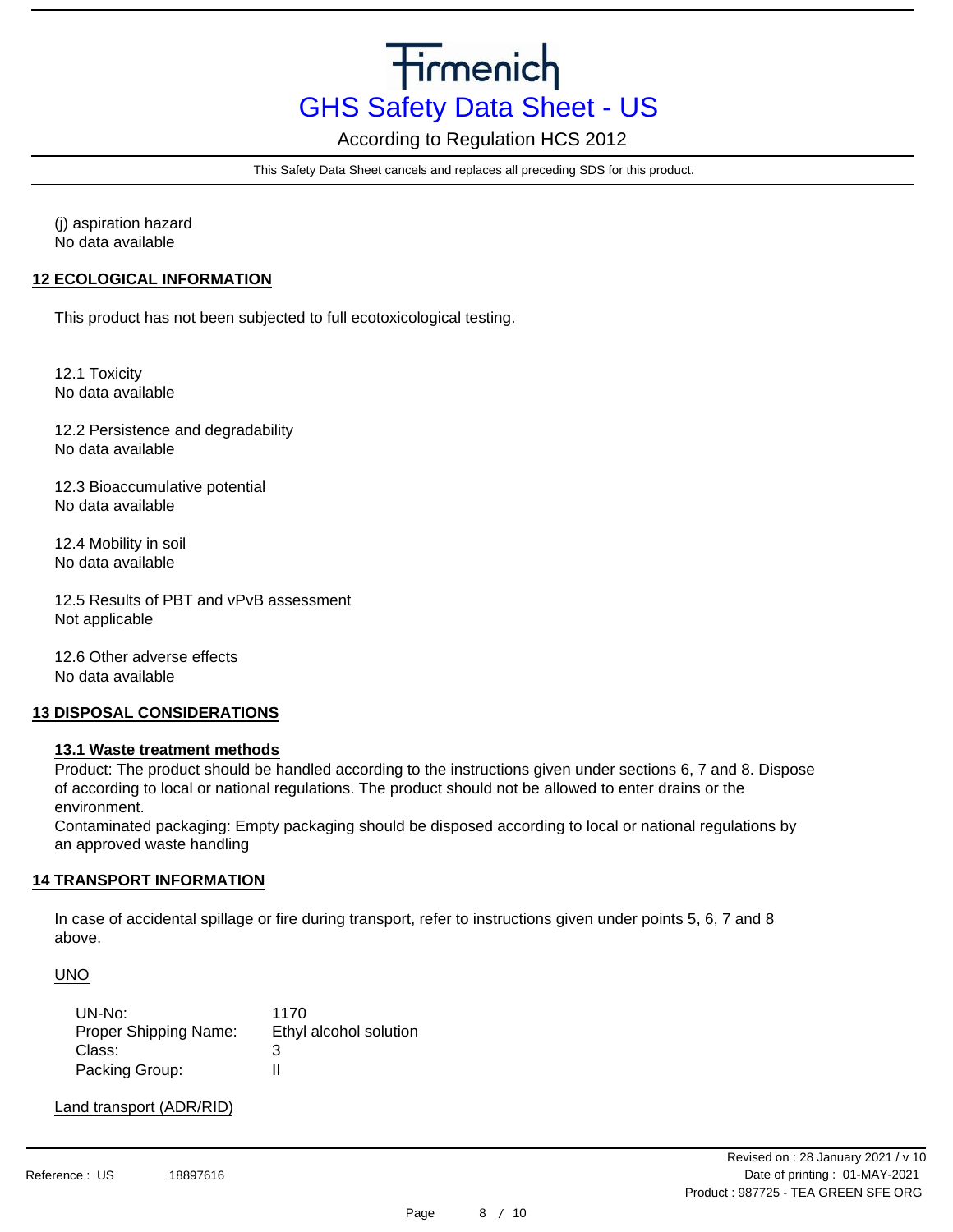(j) aspiration hazard
No data available

## 12 ECOLOGICAL INFORMATION

This product has not been subjected to full ecotoxicological testing.

12.1 Toxicity
No data available

12.2 Persistence and degradability
No data available

12.3 Bioaccumulative potential
No data available

12.4 Mobility in soil
No data available

12.5 Results of PBT and vPvB assessment
Not applicable

12.6 Other adverse effects
No data available

## 13 DISPOSAL CONSIDERATIONS

### 13.1 Waste treatment methods

Product: The product should be handled according to the instructions given under sections 6, 7 and 8. Dispose of according to local or national regulations. The product should not be allowed to enter drains or the environment.
Contaminated packaging: Empty packaging should be disposed according to local or national regulations by an approved waste handling

## 14 TRANSPORT INFORMATION

In case of accidental spillage or fire during transport, refer to instructions given under points 5, 6, 7 and 8 above.

UNO

| | |
|---|---|
| UN-No: | 1170 |
| Proper Shipping Name: | Ethyl alcohol solution |
| Class: | 3 |
| Packing Group: | II |

Land transport (ADR/RID)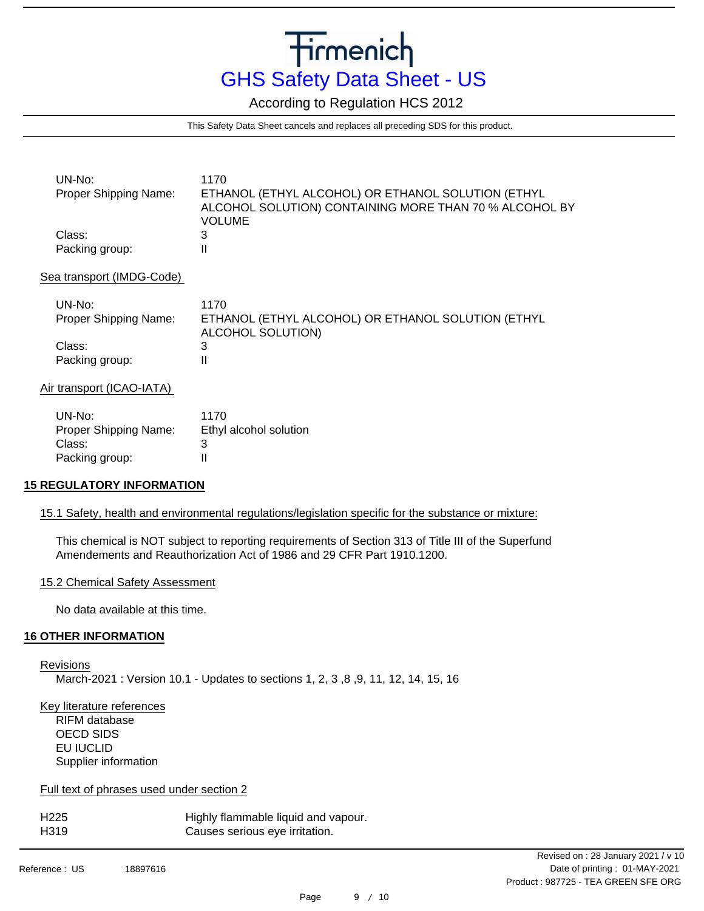UN-No: 1170
Proper Shipping Name: ETHANOL (ETHYL ALCOHOL) OR ETHANOL SOLUTION (ETHYL ALCOHOL SOLUTION) CONTAINING MORE THAN 70 % ALCOHOL BY VOLUME
Class: 3
Packing group: II

Sea transport (IMDG-Code)

UN-No: 1170
Proper Shipping Name: ETHANOL (ETHYL ALCOHOL) OR ETHANOL SOLUTION (ETHYL ALCOHOL SOLUTION)
Class: 3
Packing group: II

Air transport (ICAO-IATA)

UN-No: 1170
Proper Shipping Name: Ethyl alcohol solution
Class: 3
Packing group: II

## 15 REGULATORY INFORMATION

15.1 Safety, health and environmental regulations/legislation specific for the substance or mixture:

This chemical is NOT subject to reporting requirements of Section 313 of Title III of the Superfund Amendements and Reauthorization Act of 1986 and 29 CFR Part 1910.1200.

15.2 Chemical Safety Assessment

No data available at this time.

## 16 OTHER INFORMATION

Revisions

March-2021 : Version 10.1 - Updates to sections 1, 2, 3 ,8 ,9, 11, 12, 14, 15, 16

Key literature references

RIFM database
OECD SIDS
EU IUCLID
Supplier information

Full text of phrases used under section 2

| | |
|---|---|
| H225 | Highly flammable liquid and vapour. |
| H319 | Causes serious eye irritation. |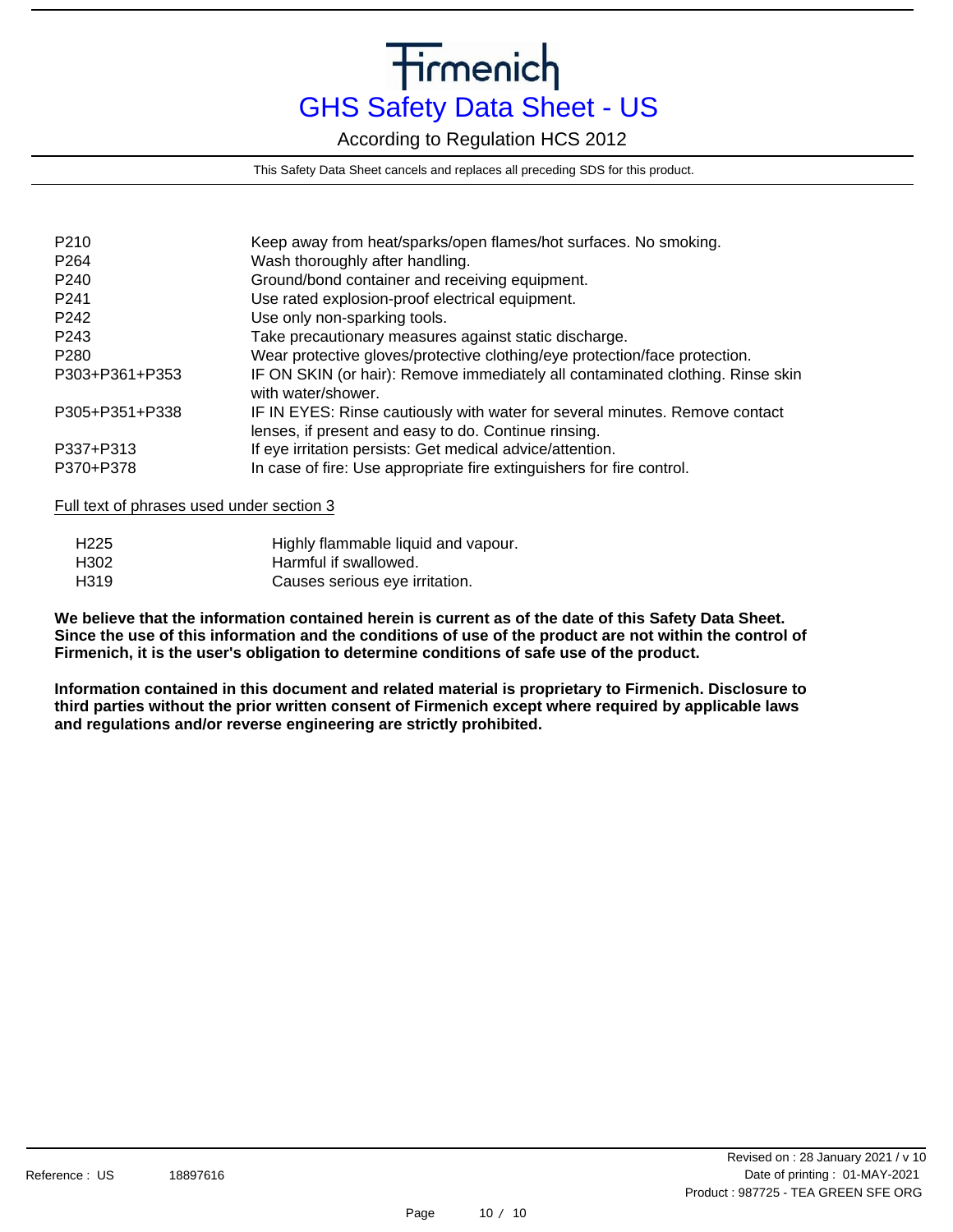| | |
|---|---|
| P210 | Keep away from heat/sparks/open flames/hot surfaces. No smoking. |
| P264 | Wash thoroughly after handling. |
| P240 | Ground/bond container and receiving equipment. |
| P241 | Use rated explosion-proof electrical equipment. |
| P242 | Use only non-sparking tools. |
| P243 | Take precautionary measures against static discharge. |
| P280 | Wear protective gloves/protective clothing/eye protection/face protection. |
| P303+P361+P353 | IF ON SKIN (or hair): Remove immediately all contaminated clothing. Rinse skin with water/shower. |
| P305+P351+P338 | IF IN EYES: Rinse cautiously with water for several minutes. Remove contact lenses, if present and easy to do. Continue rinsing. |
| P337+P313 | If eye irritation persists: Get medical advice/attention. |
| P370+P378 | In case of fire: Use appropriate fire extinguishers for fire control. |

Full text of phrases used under section 3

| | |
|---|---|
| H225 | Highly flammable liquid and vapour. |
| H302 | Harmful if swallowed. |
| H319 | Causes serious eye irritation. |

**We believe that the information contained herein is current as of the date of this Safety Data Sheet. Since the use of this information and the conditions of use of the product are not within the control of Firmenich, it is the user's obligation to determine conditions of safe use of the product.**

**Information contained in this document and related material is proprietary to Firmenich. Disclosure to third parties without the prior written consent of Firmenich except where required by applicable laws and regulations and/or reverse engineering are strictly prohibited.**